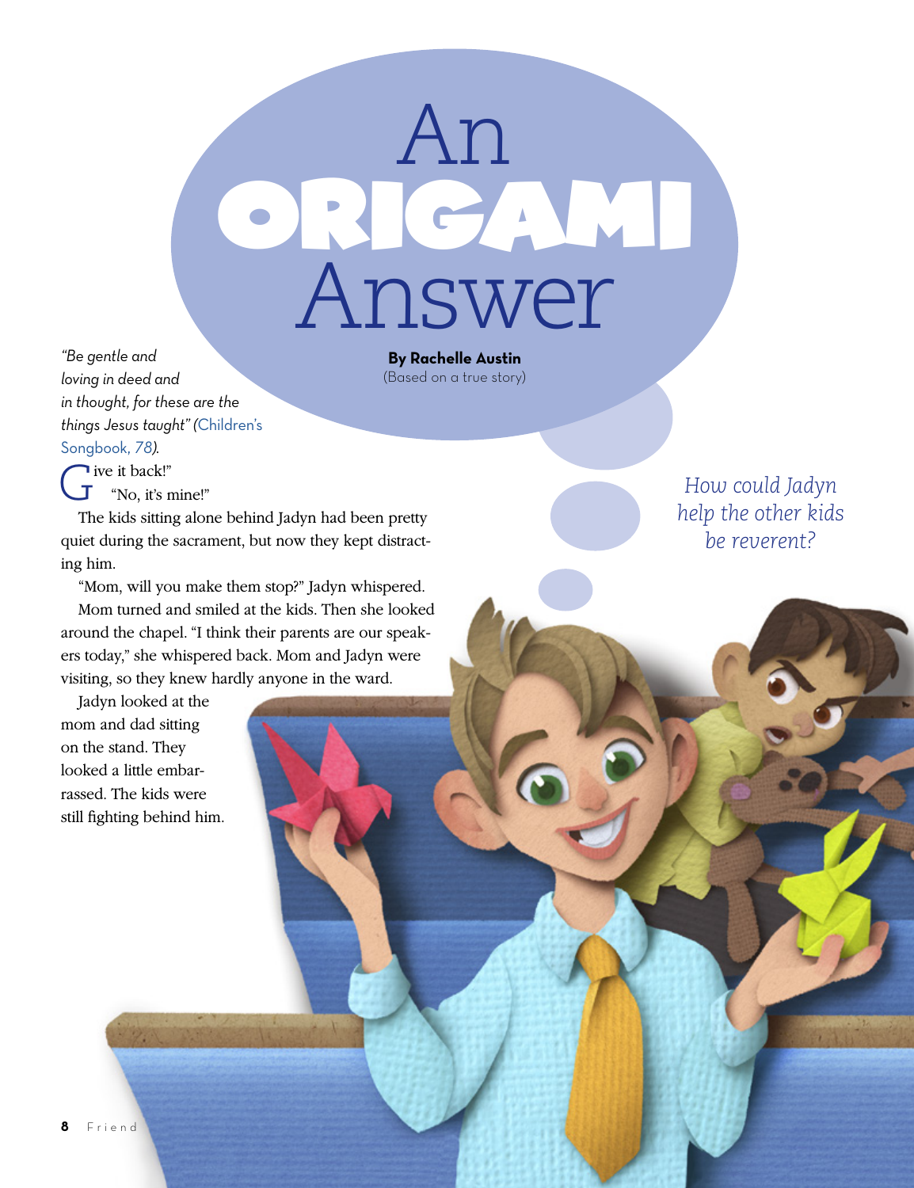# An ORIGAMI Answer

**By Rachelle Austin**
(Based on a true story)

*How could Jadyn help the other kids be reverent?*

*"Be gentle and loving in deed and in thought, for these are the things Jesus taught" (Children's Songbook, 78).*

"Give it back!"

"No, it's mine!"

The kids sitting alone behind Jadyn had been pretty quiet during the sacrament, but now they kept distracting him.

"Mom, will you make them stop?" Jadyn whispered.

Mom turned and smiled at the kids. Then she looked around the chapel. "I think their parents are our speakers today," she whispered back. Mom and Jadyn were visiting, so they knew hardly anyone in the ward.

Jadyn looked at the mom and dad sitting on the stand. They looked a little embarrassed. The kids were still fighting behind him.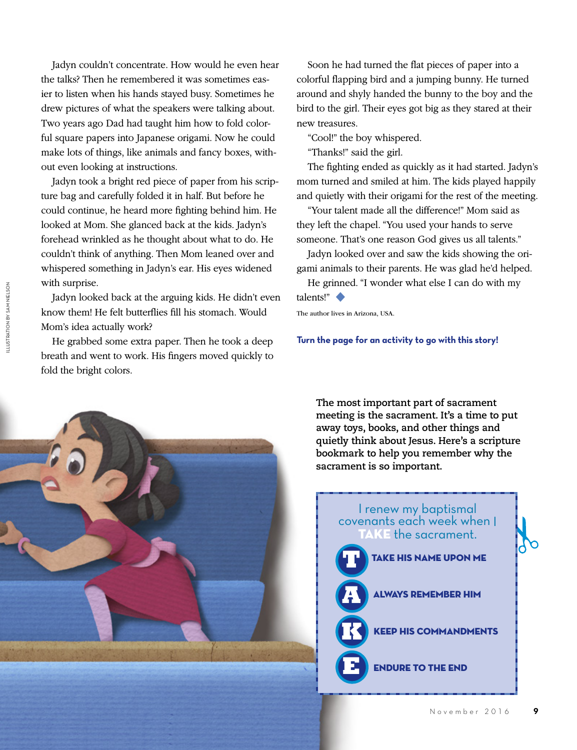Jadyn couldn't concentrate. How would he even hear the talks? Then he remembered it was sometimes easier to listen when his hands stayed busy. Sometimes he drew pictures of what the speakers were talking about. Two years ago Dad had taught him how to fold colorful square papers into Japanese origami. Now he could make lots of things, like animals and fancy boxes, without even looking at instructions.

Jadyn took a bright red piece of paper from his scripture bag and carefully folded it in half. But before he could continue, he heard more fighting behind him. He looked at Mom. She glanced back at the kids. Jadyn's forehead wrinkled as he thought about what to do. He couldn't think of anything. Then Mom leaned over and whispered something in Jadyn's ear. His eyes widened with surprise.

Jadyn looked back at the arguing kids. He didn't even know them! He felt butterflies fill his stomach. Would Mom's idea actually work?

He grabbed some extra paper. Then he took a deep breath and went to work. His fingers moved quickly to fold the bright colors.

Soon he had turned the flat pieces of paper into a colorful flapping bird and a jumping bunny. He turned around and shyly handed the bunny to the boy and the bird to the girl. Their eyes got big as they stared at their new treasures.

"Cool!" the boy whispered.

"Thanks!" said the girl.

The fighting ended as quickly as it had started. Jadyn's mom turned and smiled at him. The kids played happily and quietly with their origami for the rest of the meeting.

"Your talent made all the difference!" Mom said as they left the chapel. "You used your hands to serve someone. That's one reason God gives us all talents."

Jadyn looked over and saw the kids showing the origami animals to their parents. He was glad he'd helped.

He grinned. "I wonder what else I can do with my talents!" ◆

The author lives in Arizona, USA.

**Turn the page for an activity to go with this story!**

ILLUSTRATION BY SAM NIELSON

**The most important part of sacrament meeting is the sacrament. It's a time to put away toys, books, and other things and quietly think about Jesus. Here's a scripture bookmark to help you remember why the sacrament is so important.**

I renew my baptismal covenants each week when I **TAKE** the sacrament.

**T** — **TAKE HIS NAME UPON ME**

**A** — **ALWAYS REMEMBER HIM**

**K** — **KEEP HIS COMMANDMENTS**

**E** — **ENDURE TO THE END**